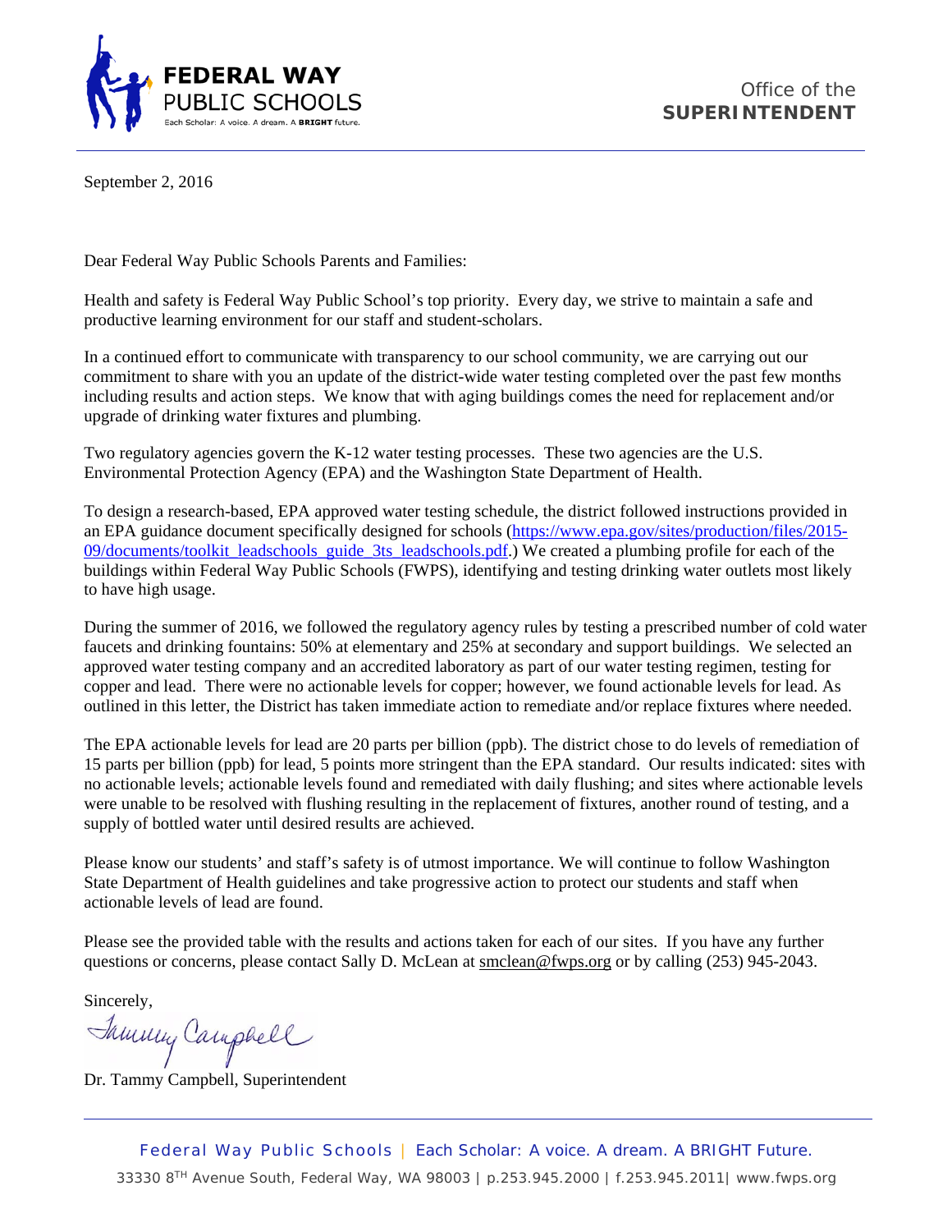**FEDERAL WAY**
PUBLIC SCHOOLS
Each Scholar: A voice. A dream. A **BRIGHT** future.

Office of the
**SUPERINTENDENT**

September 2, 2016

Dear Federal Way Public Schools Parents and Families:

Health and safety is Federal Way Public School's top priority. Every day, we strive to maintain a safe and productive learning environment for our staff and student-scholars.

In a continued effort to communicate with transparency to our school community, we are carrying out our commitment to share with you an update of the district-wide water testing completed over the past few months including results and action steps. We know that with aging buildings comes the need for replacement and/or upgrade of drinking water fixtures and plumbing.

Two regulatory agencies govern the K-12 water testing processes. These two agencies are the U.S. Environmental Protection Agency (EPA) and the Washington State Department of Health.

To design a research-based, EPA approved water testing schedule, the district followed instructions provided in an EPA guidance document specifically designed for schools (https://www.epa.gov/sites/production/files/2015-09/documents/toolkit_leadschools_guide_3ts_leadschools.pdf.) We created a plumbing profile for each of the buildings within Federal Way Public Schools (FWPS), identifying and testing drinking water outlets most likely to have high usage.

During the summer of 2016, we followed the regulatory agency rules by testing a prescribed number of cold water faucets and drinking fountains: 50% at elementary and 25% at secondary and support buildings. We selected an approved water testing company and an accredited laboratory as part of our water testing regimen, testing for copper and lead. There were no actionable levels for copper; however, we found actionable levels for lead. As outlined in this letter, the District has taken immediate action to remediate and/or replace fixtures where needed.

The EPA actionable levels for lead are 20 parts per billion (ppb). The district chose to do levels of remediation of 15 parts per billion (ppb) for lead, 5 points more stringent than the EPA standard. Our results indicated: sites with no actionable levels; actionable levels found and remediated with daily flushing; and sites where actionable levels were unable to be resolved with flushing resulting in the replacement of fixtures, another round of testing, and a supply of bottled water until desired results are achieved.

Please know our students' and staff's safety is of utmost importance. We will continue to follow Washington State Department of Health guidelines and take progressive action to protect our students and staff when actionable levels of lead are found.

Please see the provided table with the results and actions taken for each of our sites. If you have any further questions or concerns, please contact Sally D. McLean at smclean@fwps.org or by calling (253) 945-2043.

Sincerely,

Tammy Campbell

Dr. Tammy Campbell, Superintendent

Federal Way Public Schools | Each Scholar: A voice. A dream. A BRIGHT Future.
33330 8TH Avenue South, Federal Way, WA 98003 | p.253.945.2000 | f.253.945.2011| www.fwps.org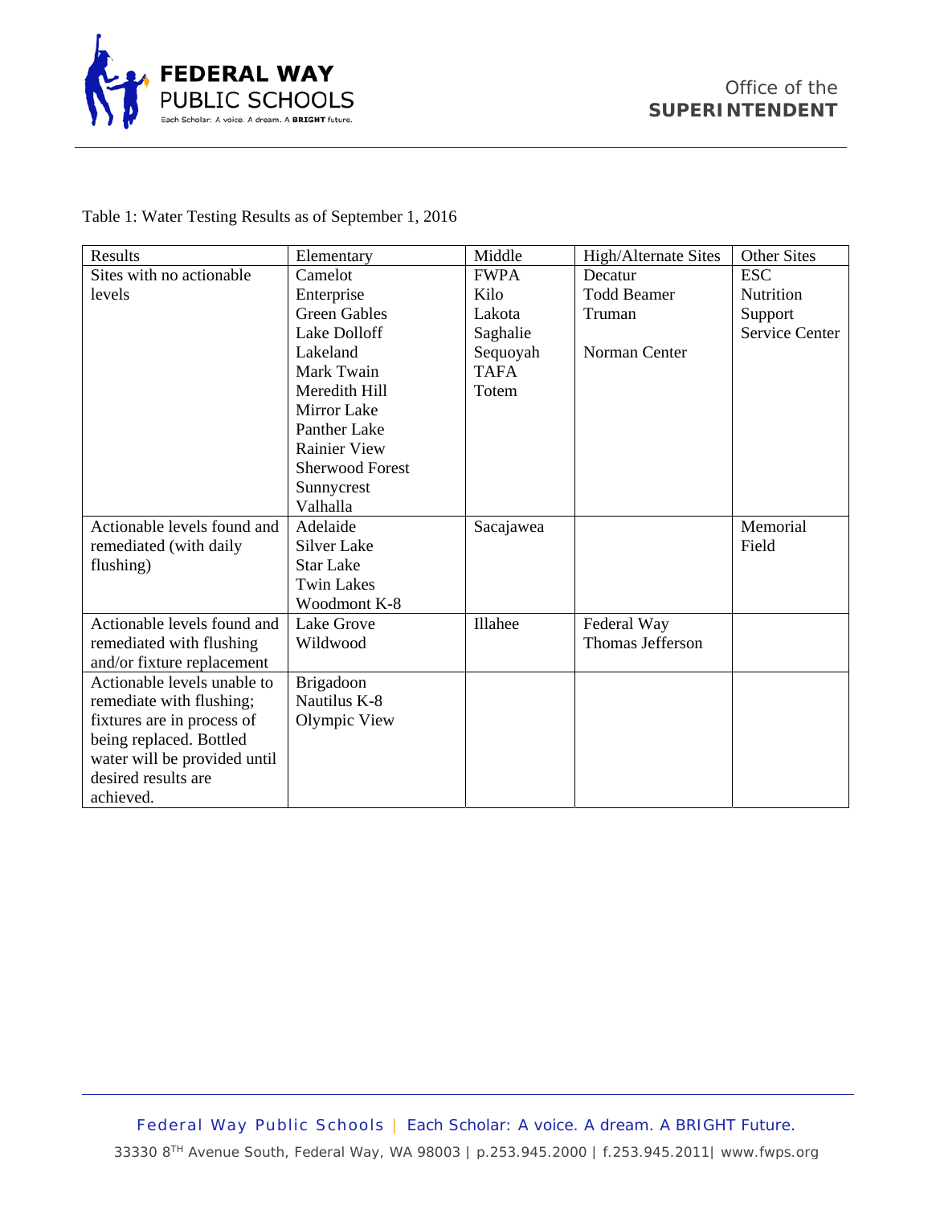Table 1: Water Testing Results as of September 1, 2016

| Results | Elementary | Middle | High/Alternate Sites | Other Sites |
|---|---|---|---|---|
| Sites with no actionable levels | Camelot<br>Enterprise<br>Green Gables<br>Lake Dolloff<br>Lakeland<br>Mark Twain<br>Meredith Hill<br>Mirror Lake<br>Panther Lake<br>Rainier View<br>Sherwood Forest<br>Sunnycrest<br>Valhalla | FWPA<br>Kilo<br>Lakota<br>Saghalie<br>Sequoyah<br>TAFA<br>Totem | Decatur<br>Todd Beamer<br>Truman<br><br>Norman Center | ESC<br>Nutrition<br>Support<br>Service Center |
| Actionable levels found and remediated (with daily flushing) | Adelaide<br>Silver Lake<br>Star Lake<br>Twin Lakes<br>Woodmont K-8 | Sacajawea | | Memorial Field |
| Actionable levels found and remediated with flushing and/or fixture replacement | Lake Grove<br>Wildwood | Illahee | Federal Way<br>Thomas Jefferson | |
| Actionable levels unable to remediate with flushing; fixtures are in process of being replaced. Bottled water will be provided until desired results are achieved. | Brigadoon<br>Nautilus K-8<br>Olympic View | | | |